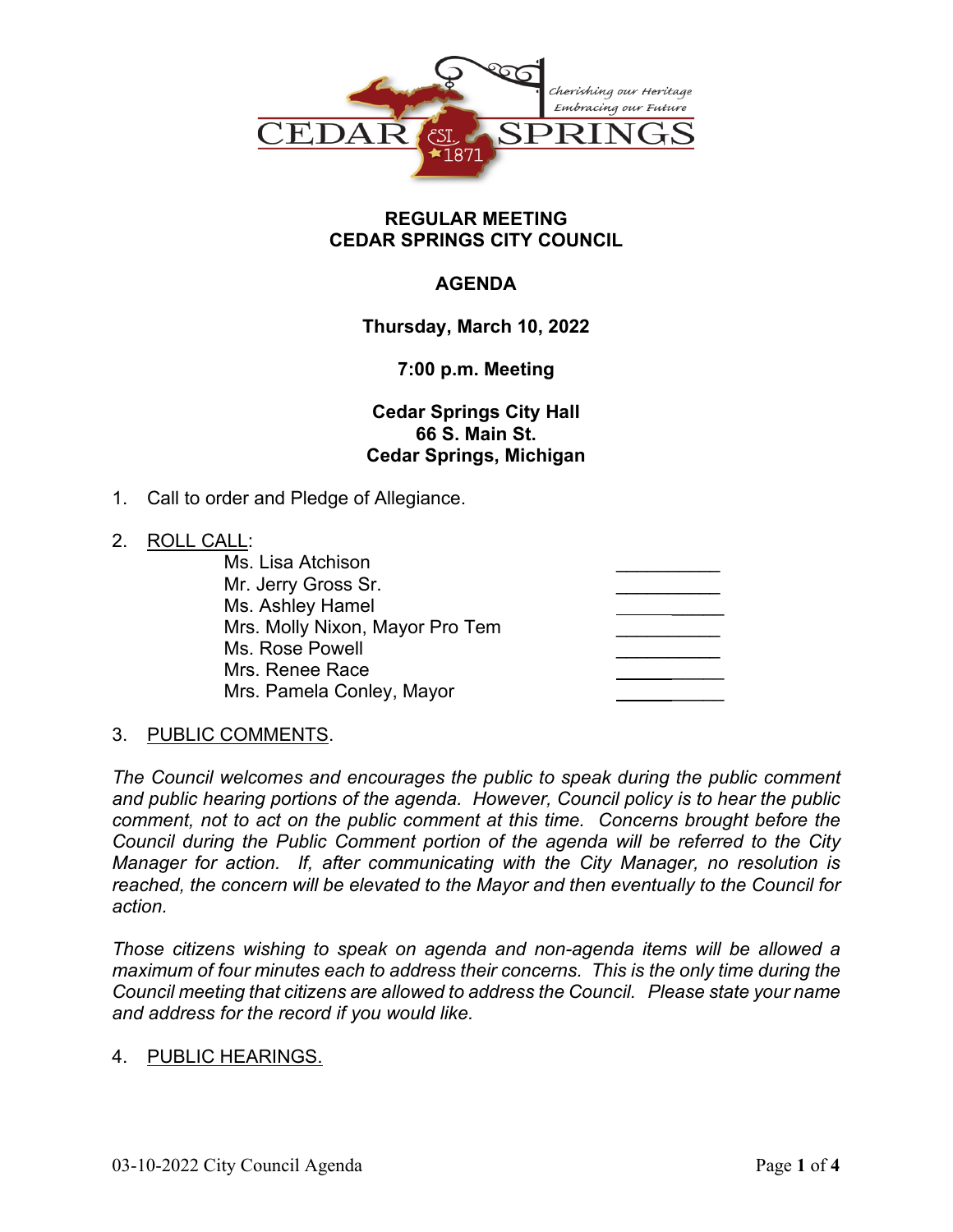**REGULAR MEETING**
**CEDAR SPRINGS CITY COUNCIL**

**AGENDA**

**Thursday, March 10, 2022**

**7:00 p.m. Meeting**

**Cedar Springs City Hall**
**66 S. Main St.**
**Cedar Springs, Michigan**

1. Call to order and Pledge of Allegiance.

2. ROLL CALL:

| | |
|---|---|
| Ms. Lisa Atchison | __________ |
| Mr. Jerry Gross Sr. | __________ |
| Ms. Ashley Hamel | __________ |
| Mrs. Molly Nixon, Mayor Pro Tem | __________ |
| Ms. Rose Powell | __________ |
| Mrs. Renee Race | __________ |
| Mrs. Pamela Conley, Mayor | __________ |

3. PUBLIC COMMENTS.

*The Council welcomes and encourages the public to speak during the public comment and public hearing portions of the agenda. However, Council policy is to hear the public comment, not to act on the public comment at this time. Concerns brought before the Council during the Public Comment portion of the agenda will be referred to the City Manager for action. If, after communicating with the City Manager, no resolution is reached, the concern will be elevated to the Mayor and then eventually to the Council for action.*

*Those citizens wishing to speak on agenda and non-agenda items will be allowed a maximum of four minutes each to address their concerns. This is the only time during the Council meeting that citizens are allowed to address the Council. Please state your name and address for the record if you would like.*

4. PUBLIC HEARINGS.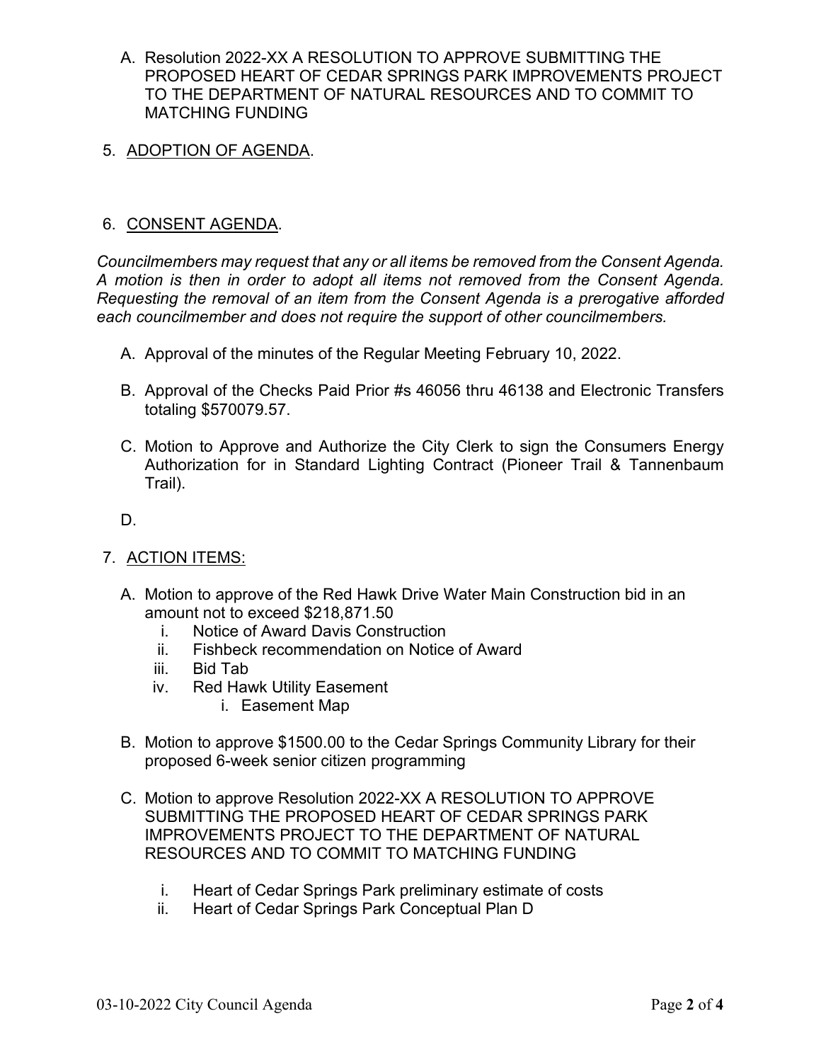A. Resolution 2022-XX A RESOLUTION TO APPROVE SUBMITTING THE PROPOSED HEART OF CEDAR SPRINGS PARK IMPROVEMENTS PROJECT TO THE DEPARTMENT OF NATURAL RESOURCES AND TO COMMIT TO MATCHING FUNDING

5. ADOPTION OF AGENDA.

6. CONSENT AGENDA.

*Councilmembers may request that any or all items be removed from the Consent Agenda. A motion is then in order to adopt all items not removed from the Consent Agenda. Requesting the removal of an item from the Consent Agenda is a prerogative afforded each councilmember and does not require the support of other councilmembers.*

A. Approval of the minutes of the Regular Meeting February 10, 2022.

B. Approval of the Checks Paid Prior #s 46056 thru 46138 and Electronic Transfers totaling $570079.57.

C. Motion to Approve and Authorize the City Clerk to sign the Consumers Energy Authorization for in Standard Lighting Contract (Pioneer Trail & Tannenbaum Trail).

D.

7. ACTION ITEMS:

A. Motion to approve of the Red Hawk Drive Water Main Construction bid in an amount not to exceed $218,871.50
   i. Notice of Award Davis Construction
   ii. Fishbeck recommendation on Notice of Award
   iii. Bid Tab
   iv. Red Hawk Utility Easement
      i. Easement Map

B. Motion to approve $1500.00 to the Cedar Springs Community Library for their proposed 6-week senior citizen programming

C. Motion to approve Resolution 2022-XX A RESOLUTION TO APPROVE SUBMITTING THE PROPOSED HEART OF CEDAR SPRINGS PARK IMPROVEMENTS PROJECT TO THE DEPARTMENT OF NATURAL RESOURCES AND TO COMMIT TO MATCHING FUNDING

   i. Heart of Cedar Springs Park preliminary estimate of costs
   ii. Heart of Cedar Springs Park Conceptual Plan D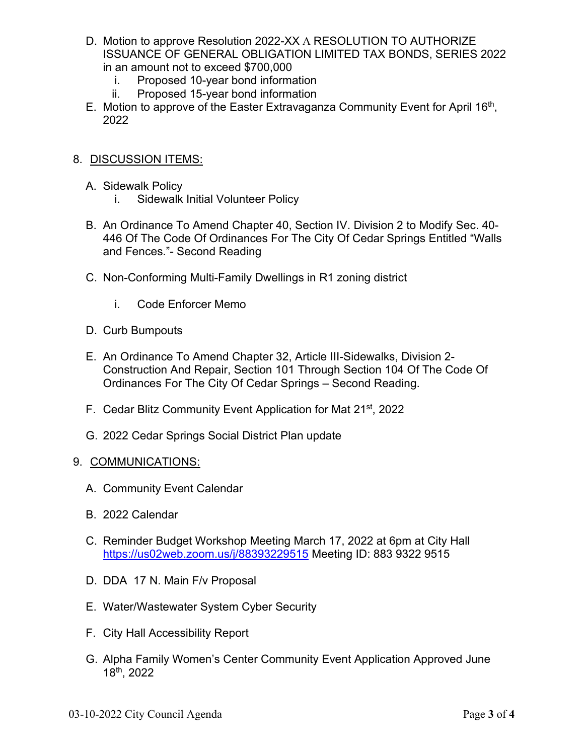D. Motion to approve Resolution 2022-XX A RESOLUTION TO AUTHORIZE ISSUANCE OF GENERAL OBLIGATION LIMITED TAX BONDS, SERIES 2022 in an amount not to exceed $700,000
   i. Proposed 10-year bond information
   ii. Proposed 15-year bond information

E. Motion to approve of the Easter Extravaganza Community Event for April 16th, 2022

8. DISCUSSION ITEMS:

A. Sidewalk Policy
   i. Sidewalk Initial Volunteer Policy

B. An Ordinance To Amend Chapter 40, Section IV. Division 2 to Modify Sec. 40-446 Of The Code Of Ordinances For The City Of Cedar Springs Entitled "Walls and Fences."- Second Reading

C. Non-Conforming Multi-Family Dwellings in R1 zoning district
   i. Code Enforcer Memo

D. Curb Bumpouts

E. An Ordinance To Amend Chapter 32, Article III-Sidewalks, Division 2-Construction And Repair, Section 101 Through Section 104 Of The Code Of Ordinances For The City Of Cedar Springs – Second Reading.

F. Cedar Blitz Community Event Application for Mat 21st, 2022

G. 2022 Cedar Springs Social District Plan update

9. COMMUNICATIONS:

A. Community Event Calendar

B. 2022 Calendar

C. Reminder Budget Workshop Meeting March 17, 2022 at 6pm at City Hall https://us02web.zoom.us/j/88393229515 Meeting ID: 883 9322 9515

D. DDA 17 N. Main F/v Proposal

E. Water/Wastewater System Cyber Security

F. City Hall Accessibility Report

G. Alpha Family Women's Center Community Event Application Approved June 18th, 2022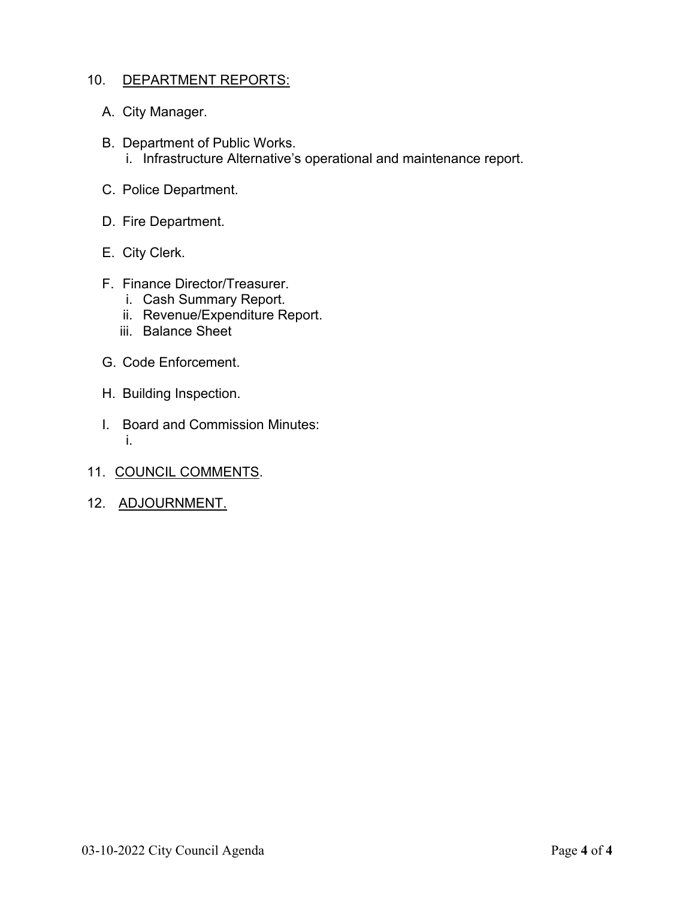10. <u>DEPARTMENT REPORTS:</u>

    A. City Manager.

    B. Department of Public Works.
        i. Infrastructure Alternative's operational and maintenance report.

    C. Police Department.

    D. Fire Department.

    E. City Clerk.

    F. Finance Director/Treasurer.
        i. Cash Summary Report.
        ii. Revenue/Expenditure Report.
        iii. Balance Sheet

    G. Code Enforcement.

    H. Building Inspection.

    I. Board and Commission Minutes:
        i.

11. <u>COUNCIL COMMENTS</u>.

12. <u>ADJOURNMENT.</u>